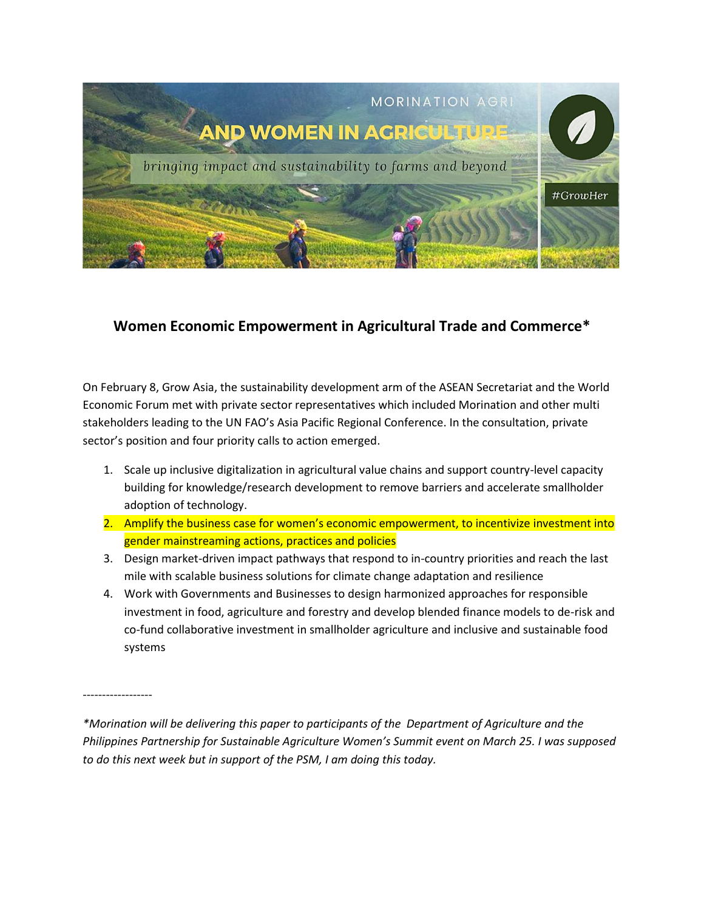MORINATION AGRI

AND WOMEN IN AGRICULTURE

*bringing impact and sustainability to farms and beyond*

#GrowHer

## Women Economic Empowerment in Agricultural Trade and Commerce*

On February 8, Grow Asia, the sustainability development arm of the ASEAN Secretariat and the World Economic Forum met with private sector representatives which included Morination and other multi stakeholders leading to the UN FAO's Asia Pacific Regional Conference. In the consultation, private sector's position and four priority calls to action emerged.

1. Scale up inclusive digitalization in agricultural value chains and support country-level capacity building for knowledge/research development to remove barriers and accelerate smallholder adoption of technology.
2. Amplify the business case for women's economic empowerment, to incentivize investment into gender mainstreaming actions, practices and policies
3. Design market-driven impact pathways that respond to in-country priorities and reach the last mile with scalable business solutions for climate change adaptation and resilience
4. Work with Governments and Businesses to design harmonized approaches for responsible investment in food, agriculture and forestry and develop blended finance models to de-risk and co-fund collaborative investment in smallholder agriculture and inclusive and sustainable food systems

------------------

*\*Morination will be delivering this paper to participants of the Department of Agriculture and the Philippines Partnership for Sustainable Agriculture Women's Summit event on March 25. I was supposed to do this next week but in support of the PSM, I am doing this today.*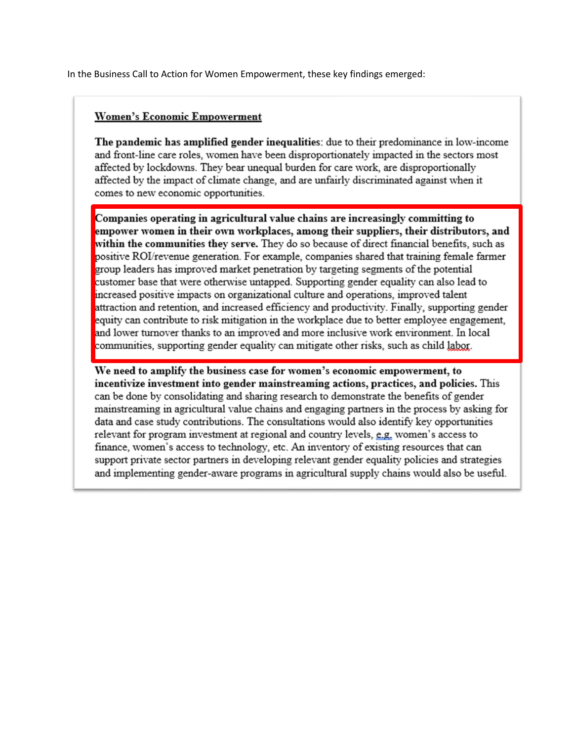In the Business Call to Action for Women Empowerment, these key findings emerged:

## Women's Economic Empowerment

**The pandemic has amplified gender inequalities**: due to their predominance in low-income and front-line care roles, women have been disproportionately impacted in the sectors most affected by lockdowns. They bear unequal burden for care work, are disproportionally affected by the impact of climate change, and are unfairly discriminated against when it comes to new economic opportunities.

**Companies operating in agricultural value chains are increasingly committing to empower women in their own workplaces, among their suppliers, their distributors, and within the communities they serve.** They do so because of direct financial benefits, such as positive ROI/revenue generation. For example, companies shared that training female farmer group leaders has improved market penetration by targeting segments of the potential customer base that were otherwise untapped. Supporting gender equality can also lead to increased positive impacts on organizational culture and operations, improved talent attraction and retention, and increased efficiency and productivity. Finally, supporting gender equity can contribute to risk mitigation in the workplace due to better employee engagement, and lower turnover thanks to an improved and more inclusive work environment. In local communities, supporting gender equality can mitigate other risks, such as child labor.

**We need to amplify the business case for women's economic empowerment, to incentivize investment into gender mainstreaming actions, practices, and policies.** This can be done by consolidating and sharing research to demonstrate the benefits of gender mainstreaming in agricultural value chains and engaging partners in the process by asking for data and case study contributions. The consultations would also identify key opportunities relevant for program investment at regional and country levels, e.g. women's access to finance, women's access to technology, etc. An inventory of existing resources that can support private sector partners in developing relevant gender equality policies and strategies and implementing gender-aware programs in agricultural supply chains would also be useful.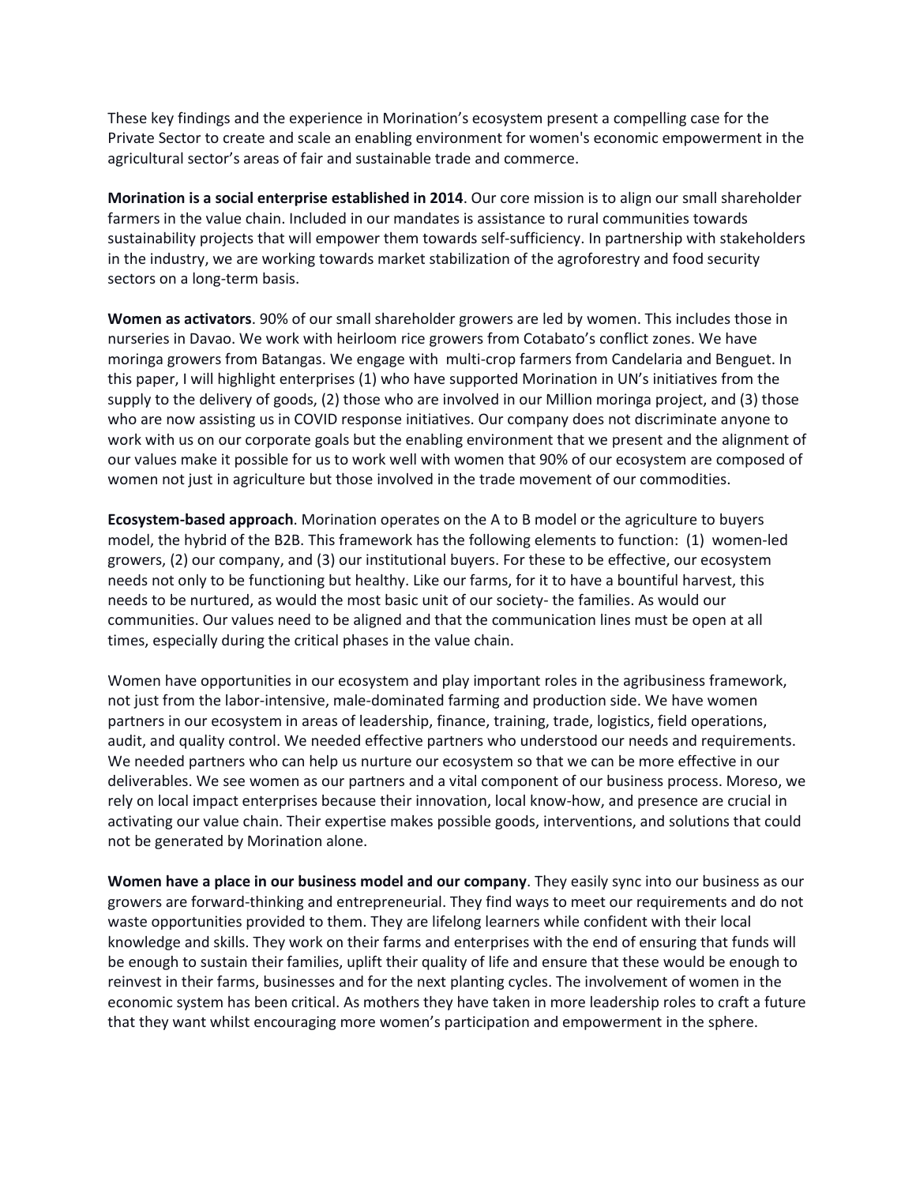These key findings and the experience in Morination's ecosystem present a compelling case for the Private Sector to create and scale an enabling environment for women's economic empowerment in the agricultural sector's areas of fair and sustainable trade and commerce.

**Morination is a social enterprise established in 2014**. Our core mission is to align our small shareholder farmers in the value chain. Included in our mandates is assistance to rural communities towards sustainability projects that will empower them towards self-sufficiency. In partnership with stakeholders in the industry, we are working towards market stabilization of the agroforestry and food security sectors on a long-term basis.

**Women as activators**. 90% of our small shareholder growers are led by women. This includes those in nurseries in Davao. We work with heirloom rice growers from Cotabato's conflict zones. We have moringa growers from Batangas. We engage with multi-crop farmers from Candelaria and Benguet. In this paper, I will highlight enterprises (1) who have supported Morination in UN's initiatives from the supply to the delivery of goods, (2) those who are involved in our Million moringa project, and (3) those who are now assisting us in COVID response initiatives. Our company does not discriminate anyone to work with us on our corporate goals but the enabling environment that we present and the alignment of our values make it possible for us to work well with women that 90% of our ecosystem are composed of women not just in agriculture but those involved in the trade movement of our commodities.

**Ecosystem-based approach**. Morination operates on the A to B model or the agriculture to buyers model, the hybrid of the B2B. This framework has the following elements to function: (1) women-led growers, (2) our company, and (3) our institutional buyers. For these to be effective, our ecosystem needs not only to be functioning but healthy. Like our farms, for it to have a bountiful harvest, this needs to be nurtured, as would the most basic unit of our society- the families. As would our communities. Our values need to be aligned and that the communication lines must be open at all times, especially during the critical phases in the value chain.

Women have opportunities in our ecosystem and play important roles in the agribusiness framework, not just from the labor-intensive, male-dominated farming and production side. We have women partners in our ecosystem in areas of leadership, finance, training, trade, logistics, field operations, audit, and quality control. We needed effective partners who understood our needs and requirements. We needed partners who can help us nurture our ecosystem so that we can be more effective in our deliverables. We see women as our partners and a vital component of our business process. Moreso, we rely on local impact enterprises because their innovation, local know-how, and presence are crucial in activating our value chain. Their expertise makes possible goods, interventions, and solutions that could not be generated by Morination alone.

**Women have a place in our business model and our company**. They easily sync into our business as our growers are forward-thinking and entrepreneurial. They find ways to meet our requirements and do not waste opportunities provided to them. They are lifelong learners while confident with their local knowledge and skills. They work on their farms and enterprises with the end of ensuring that funds will be enough to sustain their families, uplift their quality of life and ensure that these would be enough to reinvest in their farms, businesses and for the next planting cycles. The involvement of women in the economic system has been critical. As mothers they have taken in more leadership roles to craft a future that they want whilst encouraging more women's participation and empowerment in the sphere.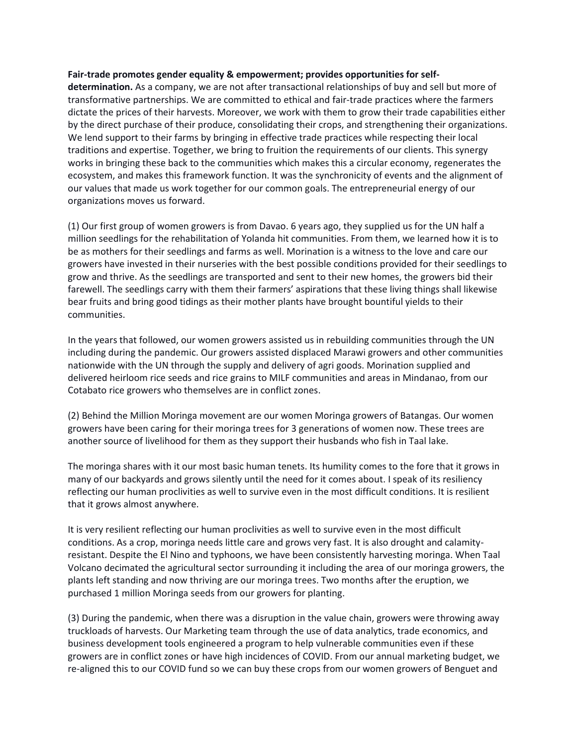**Fair-trade promotes gender equality & empowerment; provides opportunities for self-determination.** As a company, we are not after transactional relationships of buy and sell but more of transformative partnerships. We are committed to ethical and fair-trade practices where the farmers dictate the prices of their harvests. Moreover, we work with them to grow their trade capabilities either by the direct purchase of their produce, consolidating their crops, and strengthening their organizations. We lend support to their farms by bringing in effective trade practices while respecting their local traditions and expertise. Together, we bring to fruition the requirements of our clients. This synergy works in bringing these back to the communities which makes this a circular economy, regenerates the ecosystem, and makes this framework function. It was the synchronicity of events and the alignment of our values that made us work together for our common goals. The entrepreneurial energy of our organizations moves us forward.

(1) Our first group of women growers is from Davao. 6 years ago, they supplied us for the UN half a million seedlings for the rehabilitation of Yolanda hit communities. From them, we learned how it is to be as mothers for their seedlings and farms as well. Morination is a witness to the love and care our growers have invested in their nurseries with the best possible conditions provided for their seedlings to grow and thrive. As the seedlings are transported and sent to their new homes, the growers bid their farewell. The seedlings carry with them their farmers' aspirations that these living things shall likewise bear fruits and bring good tidings as their mother plants have brought bountiful yields to their communities.

In the years that followed, our women growers assisted us in rebuilding communities through the UN including during the pandemic. Our growers assisted displaced Marawi growers and other communities nationwide with the UN through the supply and delivery of agri goods. Morination supplied and delivered heirloom rice seeds and rice grains to MILF communities and areas in Mindanao, from our Cotabato rice growers who themselves are in conflict zones.

(2) Behind the Million Moringa movement are our women Moringa growers of Batangas. Our women growers have been caring for their moringa trees for 3 generations of women now. These trees are another source of livelihood for them as they support their husbands who fish in Taal lake.

The moringa shares with it our most basic human tenets. Its humility comes to the fore that it grows in many of our backyards and grows silently until the need for it comes about. I speak of its resiliency reflecting our human proclivities as well to survive even in the most difficult conditions. It is resilient that it grows almost anywhere.

It is very resilient reflecting our human proclivities as well to survive even in the most difficult conditions. As a crop, moringa needs little care and grows very fast. It is also drought and calamity-resistant. Despite the El Nino and typhoons, we have been consistently harvesting moringa. When Taal Volcano decimated the agricultural sector surrounding it including the area of our moringa growers, the plants left standing and now thriving are our moringa trees. Two months after the eruption, we purchased 1 million Moringa seeds from our growers for planting.

(3) During the pandemic, when there was a disruption in the value chain, growers were throwing away truckloads of harvests. Our Marketing team through the use of data analytics, trade economics, and business development tools engineered a program to help vulnerable communities even if these growers are in conflict zones or have high incidences of COVID. From our annual marketing budget, we re-aligned this to our COVID fund so we can buy these crops from our women growers of Benguet and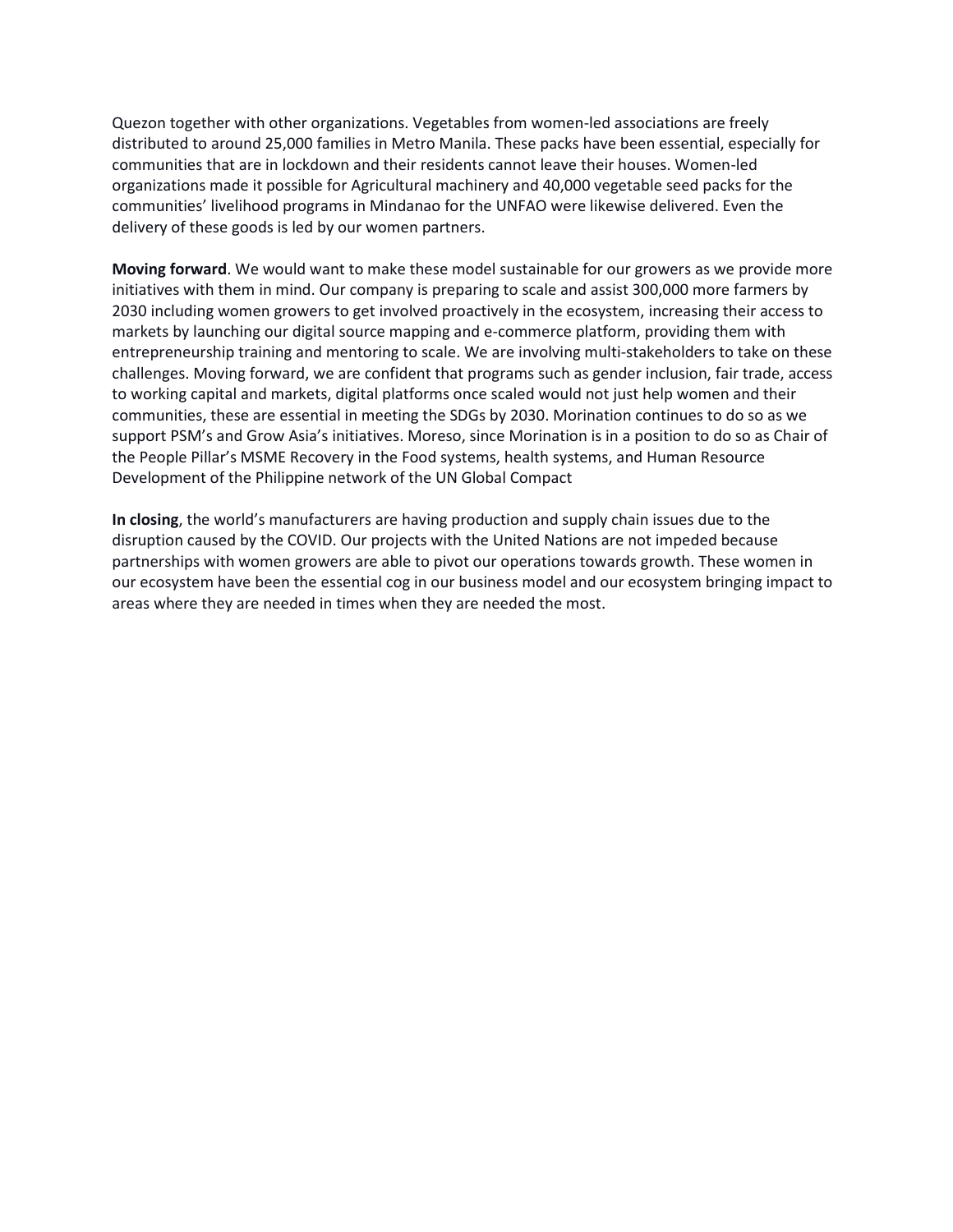Quezon together with other organizations. Vegetables from women-led associations are freely distributed to around 25,000 families in Metro Manila. These packs have been essential, especially for communities that are in lockdown and their residents cannot leave their houses. Women-led organizations made it possible for Agricultural machinery and 40,000 vegetable seed packs for the communities' livelihood programs in Mindanao for the UNFAO were likewise delivered. Even the delivery of these goods is led by our women partners.

**Moving forward**. We would want to make these model sustainable for our growers as we provide more initiatives with them in mind. Our company is preparing to scale and assist 300,000 more farmers by 2030 including women growers to get involved proactively in the ecosystem, increasing their access to markets by launching our digital source mapping and e-commerce platform, providing them with entrepreneurship training and mentoring to scale. We are involving multi-stakeholders to take on these challenges. Moving forward, we are confident that programs such as gender inclusion, fair trade, access to working capital and markets, digital platforms once scaled would not just help women and their communities, these are essential in meeting the SDGs by 2030. Morination continues to do so as we support PSM's and Grow Asia's initiatives. Moreso, since Morination is in a position to do so as Chair of the People Pillar's MSME Recovery in the Food systems, health systems, and Human Resource Development of the Philippine network of the UN Global Compact

**In closing**, the world's manufacturers are having production and supply chain issues due to the disruption caused by the COVID. Our projects with the United Nations are not impeded because partnerships with women growers are able to pivot our operations towards growth. These women in our ecosystem have been the essential cog in our business model and our ecosystem bringing impact to areas where they are needed in times when they are needed the most.